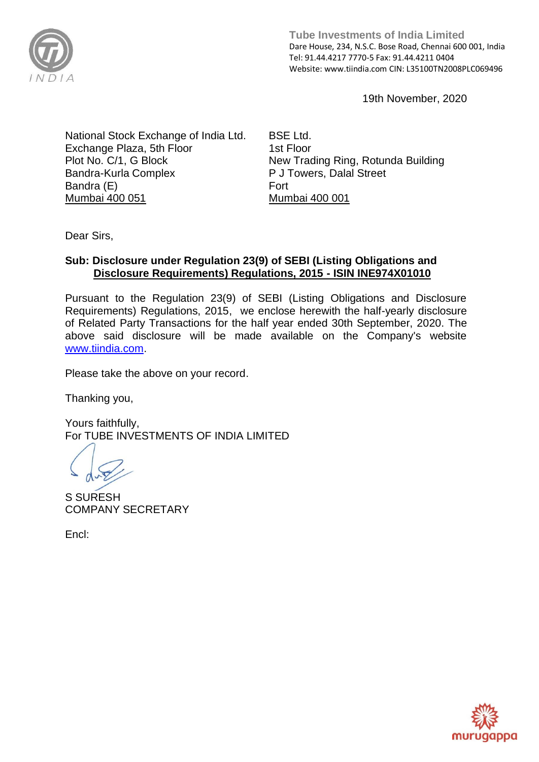**Tube Investments of India Limited**
Dare House, 234, N.S.C. Bose Road, Chennai 600 001, India
Tel: 91.44.4217 7770-5 Fax: 91.44.4211 0404
Website: www.tiindia.com CIN: L35100TN2008PLC069496

19th November, 2020

National Stock Exchange of India Ltd.
Exchange Plaza, 5th Floor
Plot No. C/1, G Block
Bandra-Kurla Complex
Bandra (E)
Mumbai 400 051

BSE Ltd.
1st Floor
New Trading Ring, Rotunda Building
P J Towers, Dalal Street
Fort
Mumbai 400 001

Dear Sirs,

**Sub: Disclosure under Regulation 23(9) of SEBI (Listing Obligations and Disclosure Requirements) Regulations, 2015 - ISIN INE974X01010**

Pursuant to the Regulation 23(9) of SEBI (Listing Obligations and Disclosure Requirements) Regulations, 2015, we enclose herewith the half-yearly disclosure of Related Party Transactions for the half year ended 30th September, 2020. The above said disclosure will be made available on the Company's website www.tiindia.com.

Please take the above on your record.

Thanking you,

Yours faithfully,
For TUBE INVESTMENTS OF INDIA LIMITED

S SURESH
COMPANY SECRETARY

Encl: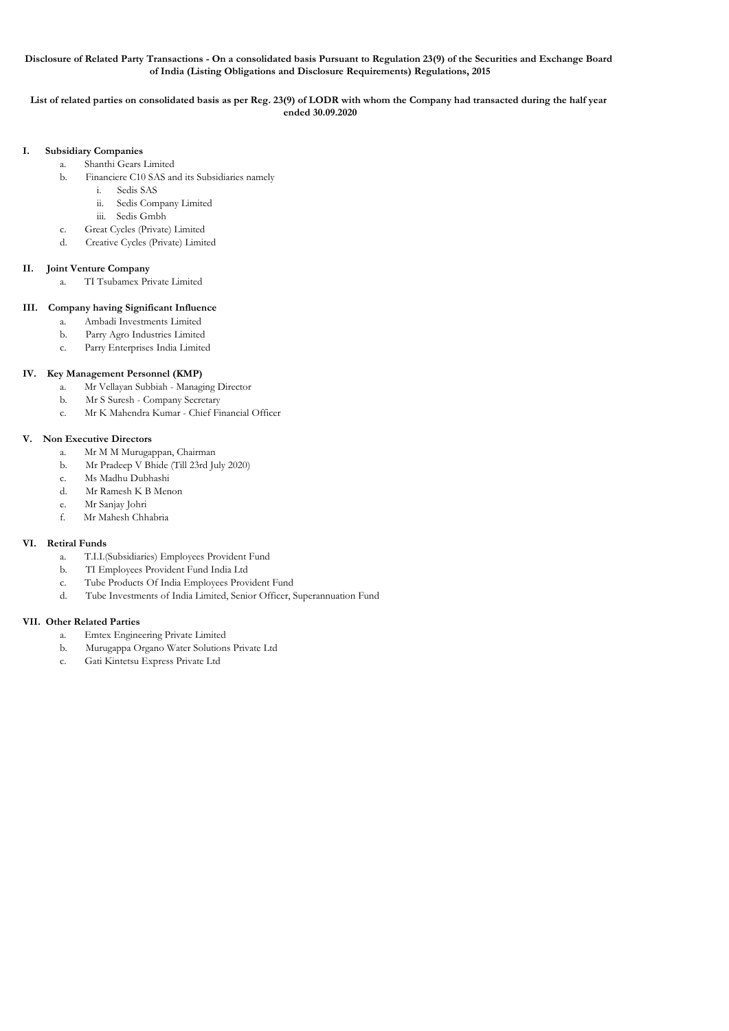**Disclosure of Related Party Transactions - On a consolidated basis Pursuant to Regulation 23(9) of the Securities and Exchange Board of India (Listing Obligations and Disclosure Requirements) Regulations, 2015**

**List of related parties on consolidated basis as per Reg. 23(9) of LODR with whom the Company had transacted during the half year ended 30.09.2020**

**I. Subsidiary Companies**

a. Shanthi Gears Limited

b. Financiere C10 SAS and its Subsidiaries namely

   i. Sedis SAS

   ii. Sedis Company Limited

   iii. Sedis Gmbh

c. Great Cycles (Private) Limited

d. Creative Cycles (Private) Limited

**II. Joint Venture Company**

a. TI Tsubamex Private Limited

**III. Company having Significant Influence**

a. Ambadi Investments Limited

b. Parry Agro Industries Limited

c. Parry Enterprises India Limited

**IV. Key Management Personnel (KMP)**

a. Mr Vellayan Subbiah - Managing Director

b. Mr S Suresh - Company Secretary

c. Mr K Mahendra Kumar - Chief Financial Officer

**V. Non Executive Directors**

a. Mr M M Murugappan, Chairman

b. Mr Pradeep V Bhide (Till 23rd July 2020)

c. Ms Madhu Dubhashi

d. Mr Ramesh K B Menon

e. Mr Sanjay Johri

f. Mr Mahesh Chhabria

**VI. Retiral Funds**

a. T.I.I.(Subsidiaries) Employees Provident Fund

b. TI Employees Provident Fund India Ltd

c. Tube Products Of India Employees Provident Fund

d. Tube Investments of India Limited, Senior Officer, Superannuation Fund

**VII. Other Related Parties**

a. Emtex Engineering Private Limited

b. Murugappa Organo Water Solutions Private Ltd

c. Gati Kintetsu Express Private Ltd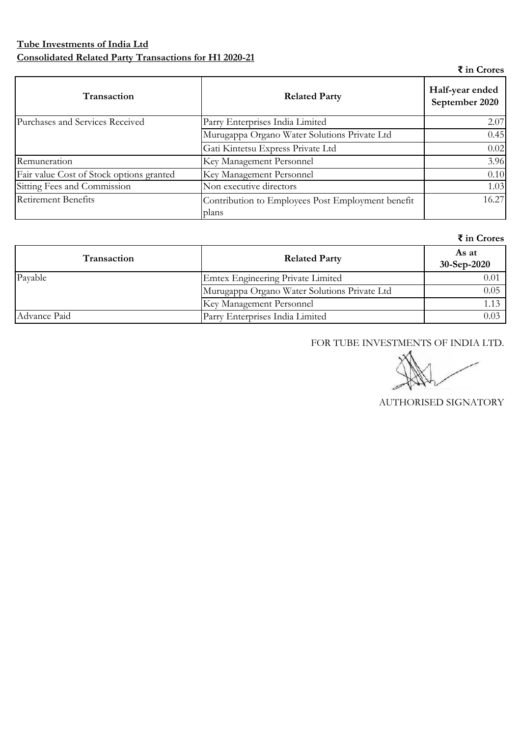**Tube Investments of India Ltd**

**Consolidated Related Party Transactions for H1 2020-21**

**₹ in Crores**

| Transaction | Related Party | Half-year ended September 2020 |
|---|---|---|
| Purchases and Services Received | Parry Enterprises India Limited | 2.07 |
| | Murugappa Organo Water Solutions Private Ltd | 0.45 |
| | Gati Kintetsu Express Private Ltd | 0.02 |
| Remuneration | Key Management Personnel | 3.96 |
| Fair value Cost of Stock options granted | Key Management Personnel | 0.10 |
| Sitting Fees and Commission | Non executive directors | 1.03 |
| Retirement Benefits | Contribution to Employees Post Employment benefit plans | 16.27 |

**₹ in Crores**

| Transaction | Related Party | As at 30-Sep-2020 |
|---|---|---|
| Payable | Emtex Engineering Private Limited | 0.01 |
| | Murugappa Organo Water Solutions Private Ltd | 0.05 |
| | Key Management Personnel | 1.13 |
| Advance Paid | Parry Enterprises India Limited | 0.03 |

FOR TUBE INVESTMENTS OF INDIA LTD.

AUTHORISED SIGNATORY